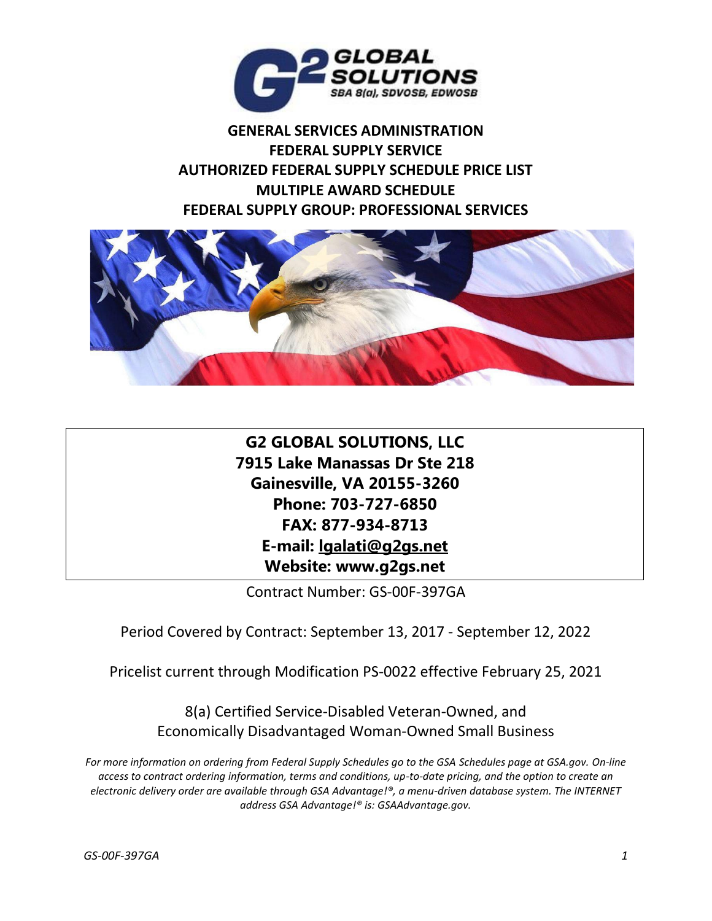G2 GLOBAL SOLUTIONS
SBA 8(a), SDVOSB, EDWOSB

# GENERAL SERVICES ADMINISTRATION
# FEDERAL SUPPLY SERVICE
# AUTHORIZED FEDERAL SUPPLY SCHEDULE PRICE LIST
# MULTIPLE AWARD SCHEDULE
# FEDERAL SUPPLY GROUP: PROFESSIONAL SERVICES

**G2 GLOBAL SOLUTIONS, LLC**
**7915 Lake Manassas Dr Ste 218**
**Gainesville, VA 20155-3260**
**Phone: 703-727-6850**
**FAX: 877-934-8713**
**E-mail: lgalati@g2gs.net**
**Website: www.g2gs.net**

Contract Number: GS-00F-397GA

Period Covered by Contract: September 13, 2017 - September 12, 2022

Pricelist current through Modification PS-0022 effective February 25, 2021

8(a) Certified Service-Disabled Veteran-Owned, and
Economically Disadvantaged Woman-Owned Small Business

*For more information on ordering from Federal Supply Schedules go to the GSA Schedules page at GSA.gov. On-line access to contract ordering information, terms and conditions, up-to-date pricing, and the option to create an electronic delivery order are available through GSA Advantage!®, a menu-driven database system. The INTERNET address GSA Advantage!® is: GSAAdvantage.gov.*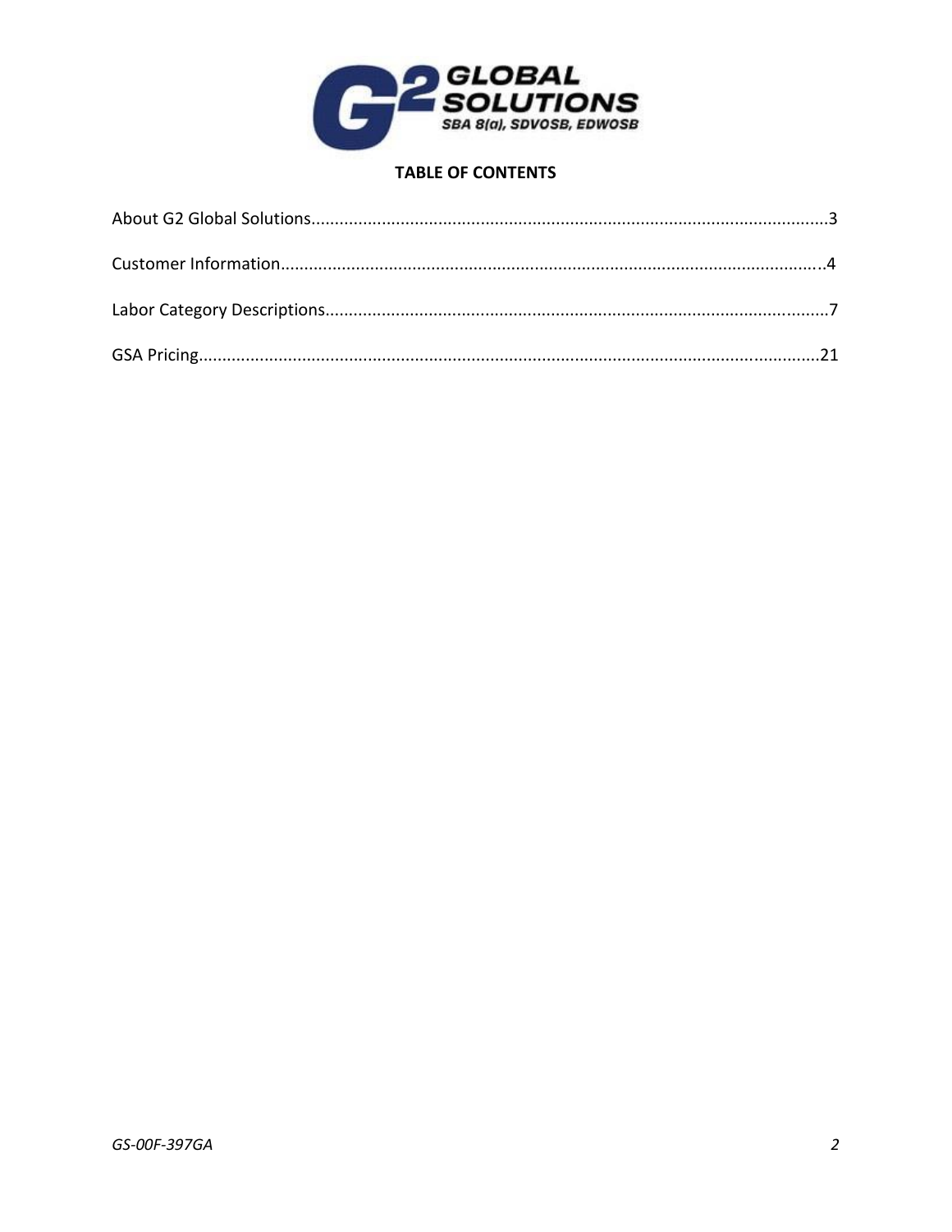**GLOBAL SOLUTIONS**
**SBA 8(a), SDVOSB, EDWOSB**

## TABLE OF CONTENTS

About G2 Global Solutions............................................................................................................3

Customer Information...................................................................................................................4

Labor Category Descriptions..........................................................................................................7

GSA Pricing....................................................................................................................................21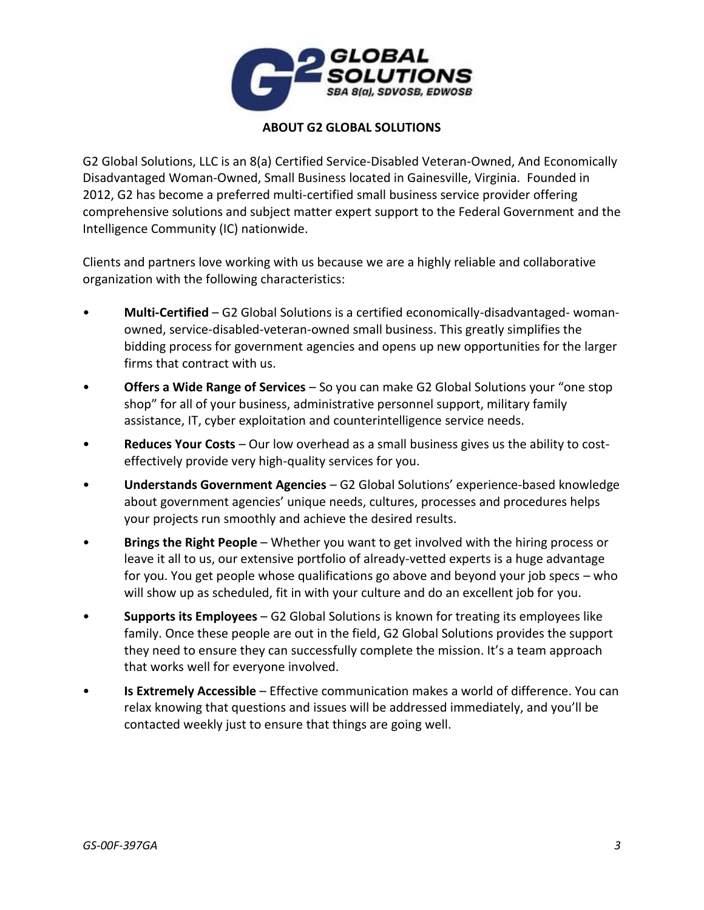## ABOUT G2 GLOBAL SOLUTIONS

G2 Global Solutions, LLC is an 8(a) Certified Service-Disabled Veteran-Owned, And Economically Disadvantaged Woman-Owned, Small Business located in Gainesville, Virginia. Founded in 2012, G2 has become a preferred multi-certified small business service provider offering comprehensive solutions and subject matter expert support to the Federal Government and the Intelligence Community (IC) nationwide.

Clients and partners love working with us because we are a highly reliable and collaborative organization with the following characteristics:

- **Multi-Certified** – G2 Global Solutions is a certified economically-disadvantaged- woman-owned, service-disabled-veteran-owned small business. This greatly simplifies the bidding process for government agencies and opens up new opportunities for the larger firms that contract with us.
- **Offers a Wide Range of Services** – So you can make G2 Global Solutions your "one stop shop" for all of your business, administrative personnel support, military family assistance, IT, cyber exploitation and counterintelligence service needs.
- **Reduces Your Costs** – Our low overhead as a small business gives us the ability to cost-effectively provide very high-quality services for you.
- **Understands Government Agencies** – G2 Global Solutions' experience-based knowledge about government agencies' unique needs, cultures, processes and procedures helps your projects run smoothly and achieve the desired results.
- **Brings the Right People** – Whether you want to get involved with the hiring process or leave it all to us, our extensive portfolio of already-vetted experts is a huge advantage for you. You get people whose qualifications go above and beyond your job specs – who will show up as scheduled, fit in with your culture and do an excellent job for you.
- **Supports its Employees** – G2 Global Solutions is known for treating its employees like family. Once these people are out in the field, G2 Global Solutions provides the support they need to ensure they can successfully complete the mission. It's a team approach that works well for everyone involved.
- **Is Extremely Accessible** – Effective communication makes a world of difference. You can relax knowing that questions and issues will be addressed immediately, and you'll be contacted weekly just to ensure that things are going well.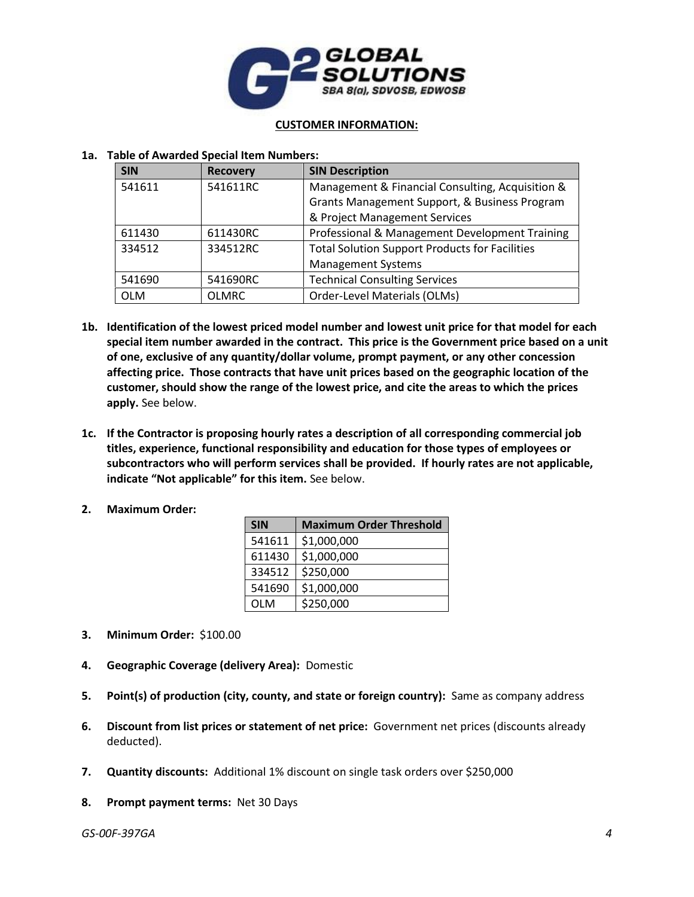## CUSTOMER INFORMATION:

**1a. Table of Awarded Special Item Numbers:**

| SIN | Recovery | SIN Description |
|---|---|---|
| 541611 | 541611RC | Management & Financial Consulting, Acquisition & Grants Management Support, & Business Program & Project Management Services |
| 611430 | 611430RC | Professional & Management Development Training |
| 334512 | 334512RC | Total Solution Support Products for Facilities Management Systems |
| 541690 | 541690RC | Technical Consulting Services |
| OLM | OLMRC | Order-Level Materials (OLMs) |

**1b. Identification of the lowest priced model number and lowest unit price for that model for each special item number awarded in the contract. This price is the Government price based on a unit of one, exclusive of any quantity/dollar volume, prompt payment, or any other concession affecting price. Those contracts that have unit prices based on the geographic location of the customer, should show the range of the lowest price, and cite the areas to which the prices apply.** See below.

**1c. If the Contractor is proposing hourly rates a description of all corresponding commercial job titles, experience, functional responsibility and education for those types of employees or subcontractors who will perform services shall be provided. If hourly rates are not applicable, indicate "Not applicable" for this item.** See below.

**2. Maximum Order:**

| SIN | Maximum Order Threshold |
|---|---|
| 541611 | $1,000,000 |
| 611430 | $1,000,000 |
| 334512 | $250,000 |
| 541690 | $1,000,000 |
| OLM | $250,000 |

**3. Minimum Order:** $100.00

**4. Geographic Coverage (delivery Area):** Domestic

**5. Point(s) of production (city, county, and state or foreign country):** Same as company address

**6. Discount from list prices or statement of net price:** Government net prices (discounts already deducted).

**7. Quantity discounts:** Additional 1% discount on single task orders over $250,000

**8. Prompt payment terms:** Net 30 Days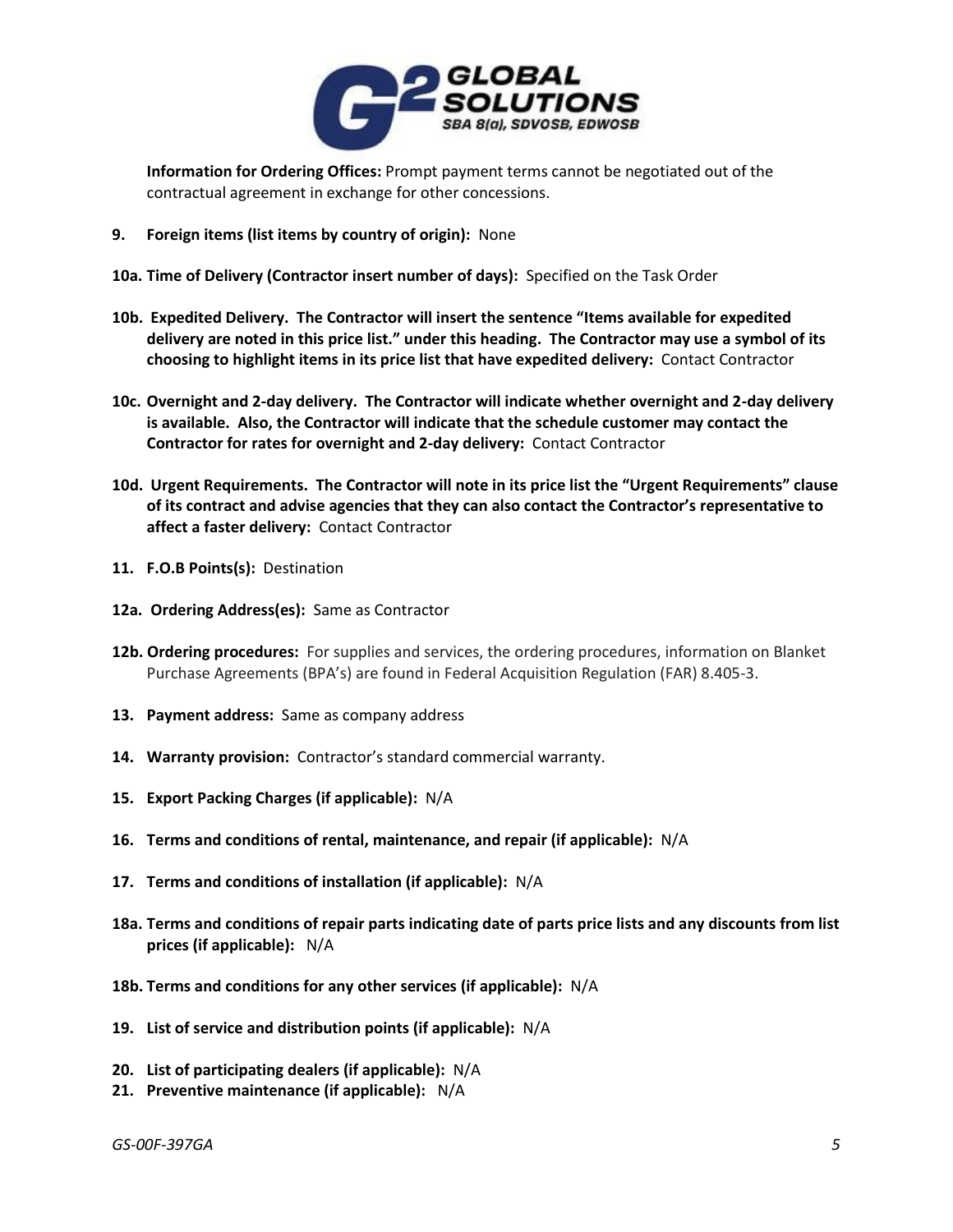**Information for Ordering Offices:** Prompt payment terms cannot be negotiated out of the contractual agreement in exchange for other concessions.

**9. Foreign items (list items by country of origin):** None

**10a. Time of Delivery (Contractor insert number of days):** Specified on the Task Order

**10b. Expedited Delivery. The Contractor will insert the sentence "Items available for expedited delivery are noted in this price list." under this heading. The Contractor may use a symbol of its choosing to highlight items in its price list that have expedited delivery:** Contact Contractor

**10c. Overnight and 2-day delivery. The Contractor will indicate whether overnight and 2-day delivery is available. Also, the Contractor will indicate that the schedule customer may contact the Contractor for rates for overnight and 2-day delivery:** Contact Contractor

**10d. Urgent Requirements. The Contractor will note in its price list the "Urgent Requirements" clause of its contract and advise agencies that they can also contact the Contractor's representative to affect a faster delivery:** Contact Contractor

**11. F.O.B Points(s):** Destination

**12a. Ordering Address(es):** Same as Contractor

**12b. Ordering procedures:** For supplies and services, the ordering procedures, information on Blanket Purchase Agreements (BPA's) are found in Federal Acquisition Regulation (FAR) 8.405-3.

**13. Payment address:** Same as company address

**14. Warranty provision:** Contractor's standard commercial warranty.

**15. Export Packing Charges (if applicable):** N/A

**16. Terms and conditions of rental, maintenance, and repair (if applicable):** N/A

**17. Terms and conditions of installation (if applicable):** N/A

**18a. Terms and conditions of repair parts indicating date of parts price lists and any discounts from list prices (if applicable):** N/A

**18b. Terms and conditions for any other services (if applicable):** N/A

**19. List of service and distribution points (if applicable):** N/A

**20. List of participating dealers (if applicable):** N/A

**21. Preventive maintenance (if applicable):** N/A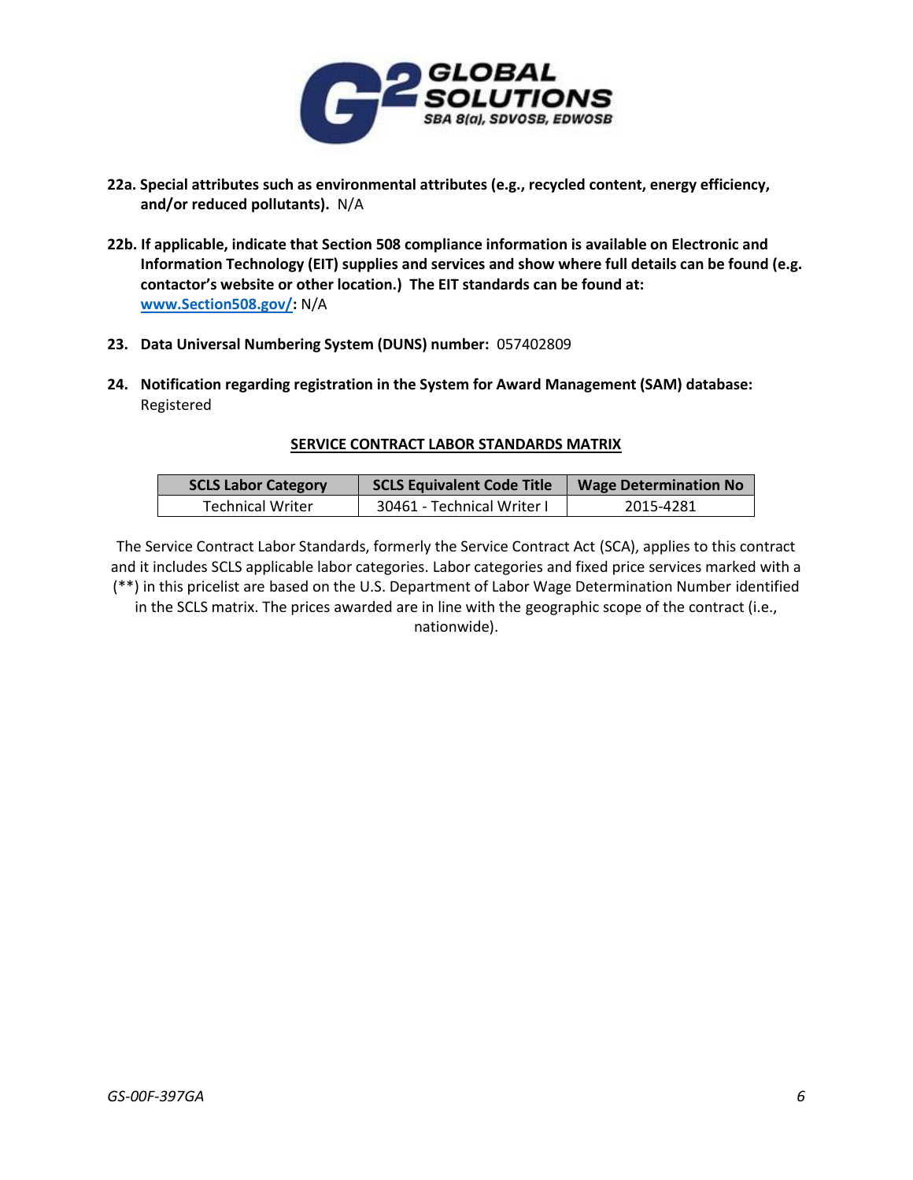**22a. Special attributes such as environmental attributes (e.g., recycled content, energy efficiency, and/or reduced pollutants).** N/A

**22b. If applicable, indicate that Section 508 compliance information is available on Electronic and Information Technology (EIT) supplies and services and show where full details can be found (e.g. contactor's website or other location.) The EIT standards can be found at: [www.Section508.gov/](http://www.Section508.gov/):** N/A

**23. Data Universal Numbering System (DUNS) number:** 057402809

**24. Notification regarding registration in the System for Award Management (SAM) database:** Registered

**SERVICE CONTRACT LABOR STANDARDS MATRIX**

| SCLS Labor Category | SCLS Equivalent Code Title | Wage Determination No |
|---|---|---|
| Technical Writer | 30461 - Technical Writer I | 2015-4281 |

The Service Contract Labor Standards, formerly the Service Contract Act (SCA), applies to this contract and it includes SCLS applicable labor categories. Labor categories and fixed price services marked with a (**) in this pricelist are based on the U.S. Department of Labor Wage Determination Number identified in the SCLS matrix. The prices awarded are in line with the geographic scope of the contract (i.e., nationwide).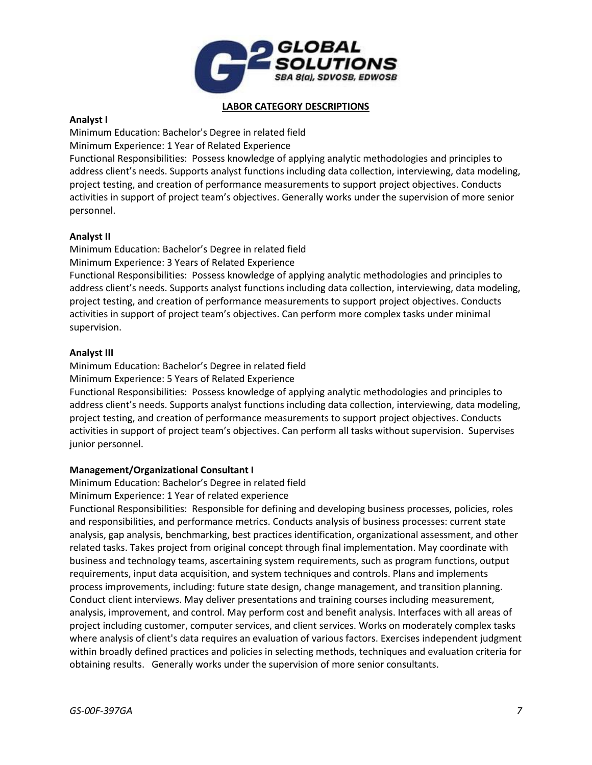## LABOR CATEGORY DESCRIPTIONS

**Analyst I**

Minimum Education: Bachelor's Degree in related field

Minimum Experience: 1 Year of Related Experience

Functional Responsibilities: Possess knowledge of applying analytic methodologies and principles to address client's needs. Supports analyst functions including data collection, interviewing, data modeling, project testing, and creation of performance measurements to support project objectives. Conducts activities in support of project team's objectives. Generally works under the supervision of more senior personnel.

**Analyst II**

Minimum Education: Bachelor's Degree in related field

Minimum Experience: 3 Years of Related Experience

Functional Responsibilities: Possess knowledge of applying analytic methodologies and principles to address client's needs. Supports analyst functions including data collection, interviewing, data modeling, project testing, and creation of performance measurements to support project objectives. Conducts activities in support of project team's objectives. Can perform more complex tasks under minimal supervision.

**Analyst III**

Minimum Education: Bachelor's Degree in related field

Minimum Experience: 5 Years of Related Experience

Functional Responsibilities: Possess knowledge of applying analytic methodologies and principles to address client's needs. Supports analyst functions including data collection, interviewing, data modeling, project testing, and creation of performance measurements to support project objectives. Conducts activities in support of project team's objectives. Can perform all tasks without supervision. Supervises junior personnel.

**Management/Organizational Consultant I**

Minimum Education: Bachelor's Degree in related field

Minimum Experience: 1 Year of related experience

Functional Responsibilities: Responsible for defining and developing business processes, policies, roles and responsibilities, and performance metrics. Conducts analysis of business processes: current state analysis, gap analysis, benchmarking, best practices identification, organizational assessment, and other related tasks. Takes project from original concept through final implementation. May coordinate with business and technology teams, ascertaining system requirements, such as program functions, output requirements, input data acquisition, and system techniques and controls. Plans and implements process improvements, including: future state design, change management, and transition planning. Conduct client interviews. May deliver presentations and training courses including measurement, analysis, improvement, and control. May perform cost and benefit analysis. Interfaces with all areas of project including customer, computer services, and client services. Works on moderately complex tasks where analysis of client's data requires an evaluation of various factors. Exercises independent judgment within broadly defined practices and policies in selecting methods, techniques and evaluation criteria for obtaining results. Generally works under the supervision of more senior consultants.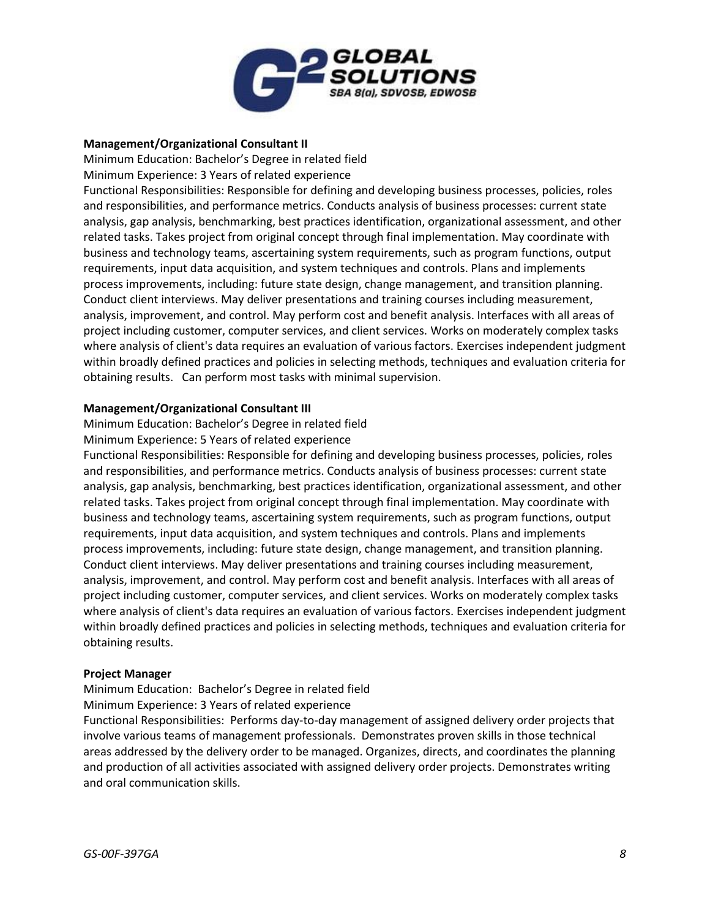**Management/Organizational Consultant II**

Minimum Education: Bachelor's Degree in related field

Minimum Experience: 3 Years of related experience

Functional Responsibilities: Responsible for defining and developing business processes, policies, roles and responsibilities, and performance metrics. Conducts analysis of business processes: current state analysis, gap analysis, benchmarking, best practices identification, organizational assessment, and other related tasks. Takes project from original concept through final implementation. May coordinate with business and technology teams, ascertaining system requirements, such as program functions, output requirements, input data acquisition, and system techniques and controls. Plans and implements process improvements, including: future state design, change management, and transition planning. Conduct client interviews. May deliver presentations and training courses including measurement, analysis, improvement, and control. May perform cost and benefit analysis. Interfaces with all areas of project including customer, computer services, and client services. Works on moderately complex tasks where analysis of client's data requires an evaluation of various factors. Exercises independent judgment within broadly defined practices and policies in selecting methods, techniques and evaluation criteria for obtaining results. Can perform most tasks with minimal supervision.

**Management/Organizational Consultant III**

Minimum Education: Bachelor's Degree in related field

Minimum Experience: 5 Years of related experience

Functional Responsibilities: Responsible for defining and developing business processes, policies, roles and responsibilities, and performance metrics. Conducts analysis of business processes: current state analysis, gap analysis, benchmarking, best practices identification, organizational assessment, and other related tasks. Takes project from original concept through final implementation. May coordinate with business and technology teams, ascertaining system requirements, such as program functions, output requirements, input data acquisition, and system techniques and controls. Plans and implements process improvements, including: future state design, change management, and transition planning. Conduct client interviews. May deliver presentations and training courses including measurement, analysis, improvement, and control. May perform cost and benefit analysis. Interfaces with all areas of project including customer, computer services, and client services. Works on moderately complex tasks where analysis of client's data requires an evaluation of various factors. Exercises independent judgment within broadly defined practices and policies in selecting methods, techniques and evaluation criteria for obtaining results.

**Project Manager**

Minimum Education: Bachelor's Degree in related field

Minimum Experience: 3 Years of related experience

Functional Responsibilities: Performs day-to-day management of assigned delivery order projects that involve various teams of management professionals. Demonstrates proven skills in those technical areas addressed by the delivery order to be managed. Organizes, directs, and coordinates the planning and production of all activities associated with assigned delivery order projects. Demonstrates writing and oral communication skills.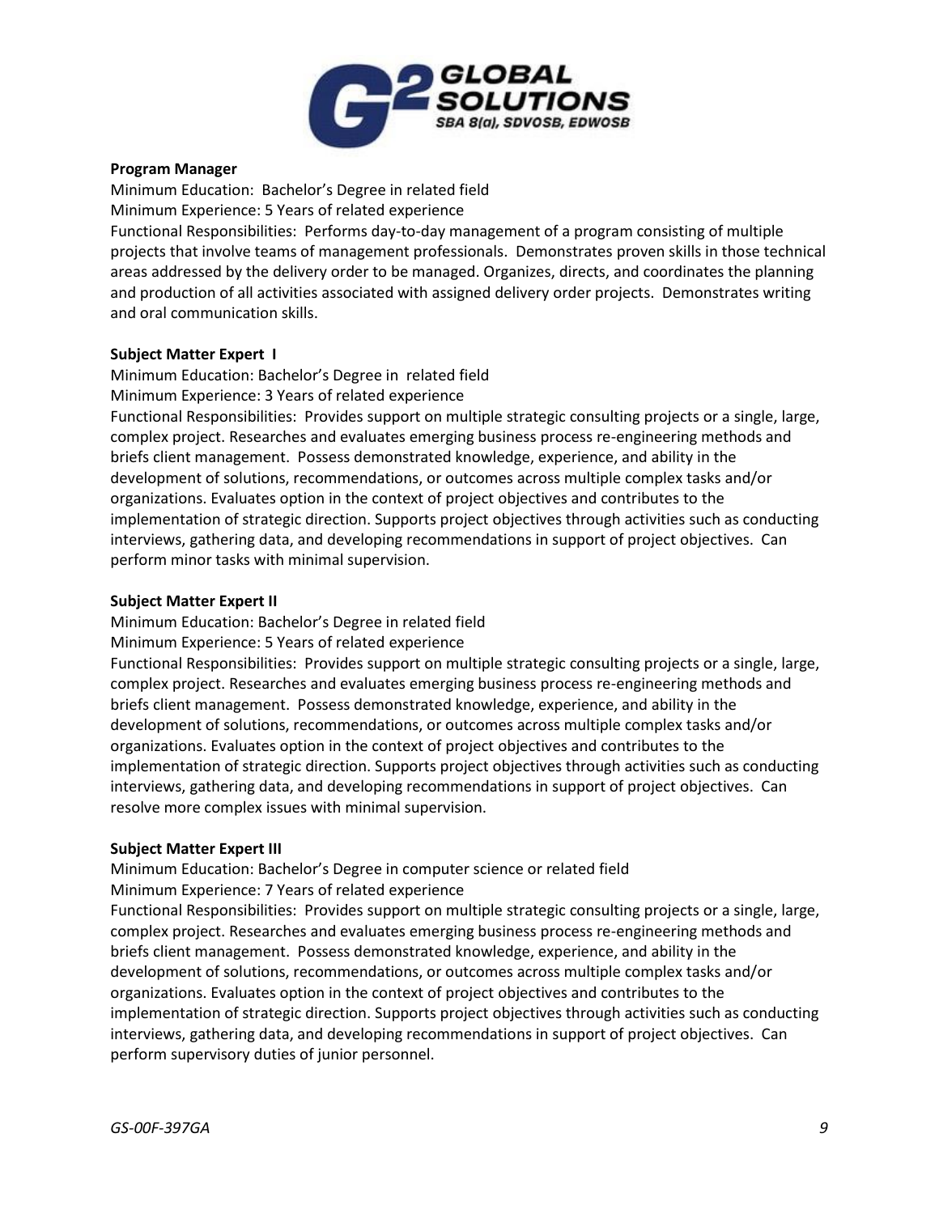**Program Manager**

Minimum Education: Bachelor's Degree in related field

Minimum Experience: 5 Years of related experience

Functional Responsibilities: Performs day-to-day management of a program consisting of multiple projects that involve teams of management professionals. Demonstrates proven skills in those technical areas addressed by the delivery order to be managed. Organizes, directs, and coordinates the planning and production of all activities associated with assigned delivery order projects. Demonstrates writing and oral communication skills.

**Subject Matter Expert I**

Minimum Education: Bachelor's Degree in related field

Minimum Experience: 3 Years of related experience

Functional Responsibilities: Provides support on multiple strategic consulting projects or a single, large, complex project. Researches and evaluates emerging business process re-engineering methods and briefs client management. Possess demonstrated knowledge, experience, and ability in the development of solutions, recommendations, or outcomes across multiple complex tasks and/or organizations. Evaluates option in the context of project objectives and contributes to the implementation of strategic direction. Supports project objectives through activities such as conducting interviews, gathering data, and developing recommendations in support of project objectives. Can perform minor tasks with minimal supervision.

**Subject Matter Expert II**

Minimum Education: Bachelor's Degree in related field

Minimum Experience: 5 Years of related experience

Functional Responsibilities: Provides support on multiple strategic consulting projects or a single, large, complex project. Researches and evaluates emerging business process re-engineering methods and briefs client management. Possess demonstrated knowledge, experience, and ability in the development of solutions, recommendations, or outcomes across multiple complex tasks and/or organizations. Evaluates option in the context of project objectives and contributes to the implementation of strategic direction. Supports project objectives through activities such as conducting interviews, gathering data, and developing recommendations in support of project objectives. Can resolve more complex issues with minimal supervision.

**Subject Matter Expert III**

Minimum Education: Bachelor's Degree in computer science or related field

Minimum Experience: 7 Years of related experience

Functional Responsibilities: Provides support on multiple strategic consulting projects or a single, large, complex project. Researches and evaluates emerging business process re-engineering methods and briefs client management. Possess demonstrated knowledge, experience, and ability in the development of solutions, recommendations, or outcomes across multiple complex tasks and/or organizations. Evaluates option in the context of project objectives and contributes to the implementation of strategic direction. Supports project objectives through activities such as conducting interviews, gathering data, and developing recommendations in support of project objectives. Can perform supervisory duties of junior personnel.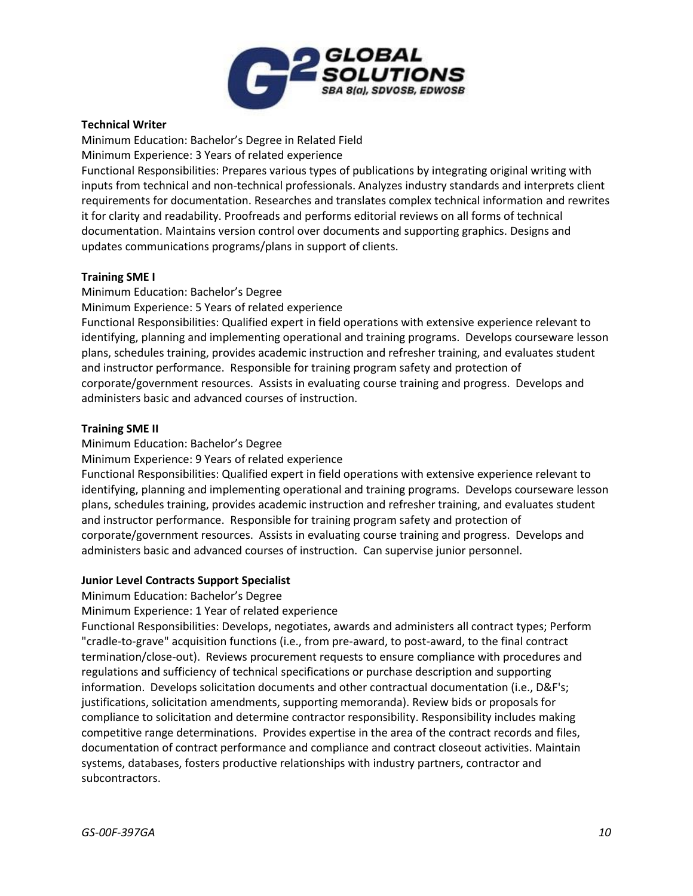**Technical Writer**

Minimum Education: Bachelor's Degree in Related Field

Minimum Experience: 3 Years of related experience

Functional Responsibilities: Prepares various types of publications by integrating original writing with inputs from technical and non-technical professionals. Analyzes industry standards and interprets client requirements for documentation. Researches and translates complex technical information and rewrites it for clarity and readability. Proofreads and performs editorial reviews on all forms of technical documentation. Maintains version control over documents and supporting graphics. Designs and updates communications programs/plans in support of clients.

**Training SME I**

Minimum Education: Bachelor's Degree

Minimum Experience: 5 Years of related experience

Functional Responsibilities: Qualified expert in field operations with extensive experience relevant to identifying, planning and implementing operational and training programs. Develops courseware lesson plans, schedules training, provides academic instruction and refresher training, and evaluates student and instructor performance. Responsible for training program safety and protection of corporate/government resources. Assists in evaluating course training and progress. Develops and administers basic and advanced courses of instruction.

**Training SME II**

Minimum Education: Bachelor's Degree

Minimum Experience: 9 Years of related experience

Functional Responsibilities: Qualified expert in field operations with extensive experience relevant to identifying, planning and implementing operational and training programs. Develops courseware lesson plans, schedules training, provides academic instruction and refresher training, and evaluates student and instructor performance. Responsible for training program safety and protection of corporate/government resources. Assists in evaluating course training and progress. Develops and administers basic and advanced courses of instruction. Can supervise junior personnel.

**Junior Level Contracts Support Specialist**

Minimum Education: Bachelor's Degree

Minimum Experience: 1 Year of related experience

Functional Responsibilities: Develops, negotiates, awards and administers all contract types; Perform "cradle-to-grave" acquisition functions (i.e., from pre-award, to post-award, to the final contract termination/close-out). Reviews procurement requests to ensure compliance with procedures and regulations and sufficiency of technical specifications or purchase description and supporting information. Develops solicitation documents and other contractual documentation (i.e., D&F's; justifications, solicitation amendments, supporting memoranda). Review bids or proposals for compliance to solicitation and determine contractor responsibility. Responsibility includes making competitive range determinations. Provides expertise in the area of the contract records and files, documentation of contract performance and compliance and contract closeout activities. Maintain systems, databases, fosters productive relationships with industry partners, contractor and subcontractors.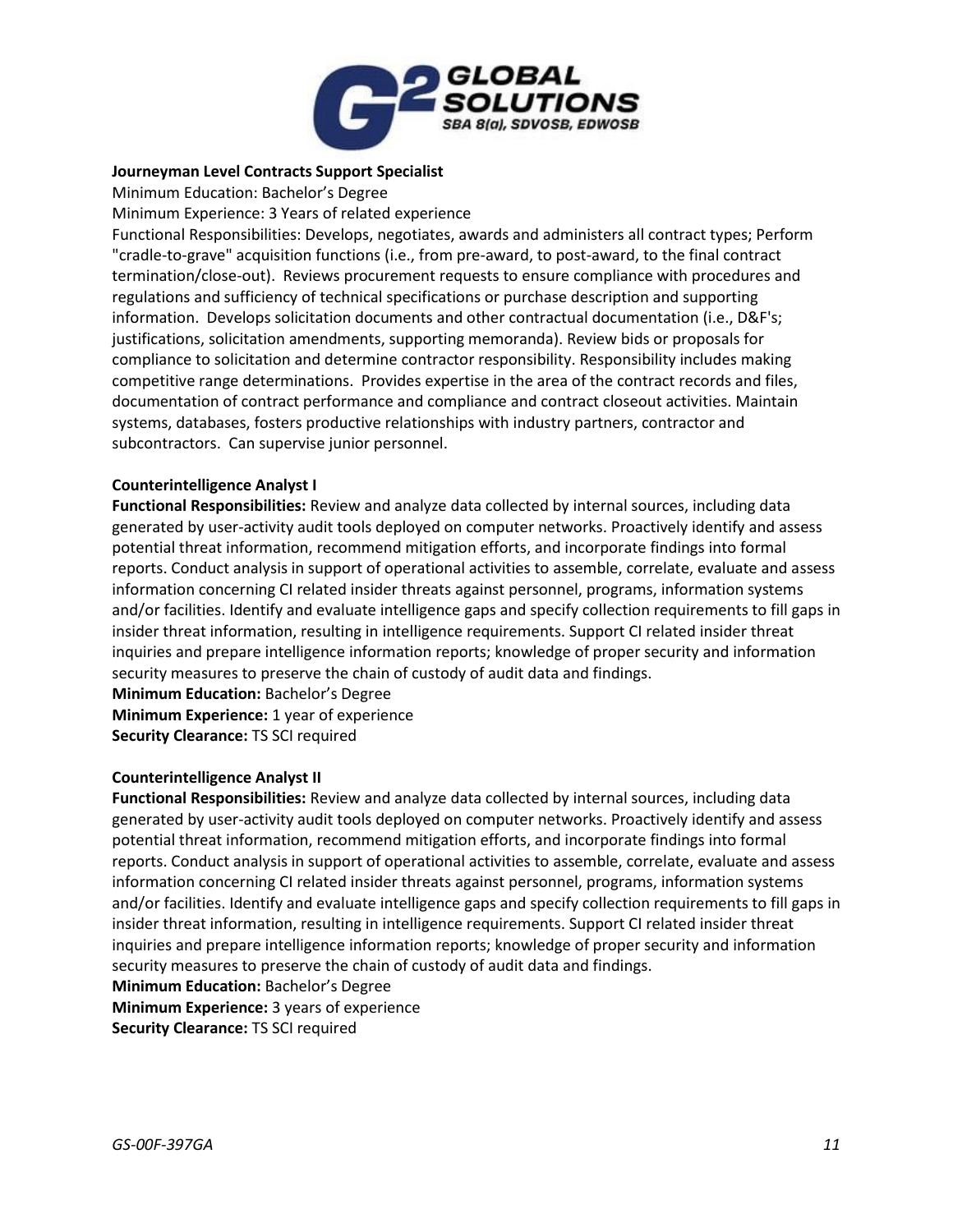**Journeyman Level Contracts Support Specialist**

Minimum Education: Bachelor's Degree

Minimum Experience: 3 Years of related experience

Functional Responsibilities: Develops, negotiates, awards and administers all contract types; Perform "cradle-to-grave" acquisition functions (i.e., from pre-award, to post-award, to the final contract termination/close-out). Reviews procurement requests to ensure compliance with procedures and regulations and sufficiency of technical specifications or purchase description and supporting information. Develops solicitation documents and other contractual documentation (i.e., D&F's; justifications, solicitation amendments, supporting memoranda). Review bids or proposals for compliance to solicitation and determine contractor responsibility. Responsibility includes making competitive range determinations. Provides expertise in the area of the contract records and files, documentation of contract performance and compliance and contract closeout activities. Maintain systems, databases, fosters productive relationships with industry partners, contractor and subcontractors. Can supervise junior personnel.

**Counterintelligence Analyst I**

**Functional Responsibilities:** Review and analyze data collected by internal sources, including data generated by user-activity audit tools deployed on computer networks. Proactively identify and assess potential threat information, recommend mitigation efforts, and incorporate findings into formal reports. Conduct analysis in support of operational activities to assemble, correlate, evaluate and assess information concerning CI related insider threats against personnel, programs, information systems and/or facilities. Identify and evaluate intelligence gaps and specify collection requirements to fill gaps in insider threat information, resulting in intelligence requirements. Support CI related insider threat inquiries and prepare intelligence information reports; knowledge of proper security and information security measures to preserve the chain of custody of audit data and findings.

**Minimum Education:** Bachelor's Degree

**Minimum Experience:** 1 year of experience

**Security Clearance:** TS SCI required

**Counterintelligence Analyst II**

**Functional Responsibilities:** Review and analyze data collected by internal sources, including data generated by user-activity audit tools deployed on computer networks. Proactively identify and assess potential threat information, recommend mitigation efforts, and incorporate findings into formal reports. Conduct analysis in support of operational activities to assemble, correlate, evaluate and assess information concerning CI related insider threats against personnel, programs, information systems and/or facilities. Identify and evaluate intelligence gaps and specify collection requirements to fill gaps in insider threat information, resulting in intelligence requirements. Support CI related insider threat inquiries and prepare intelligence information reports; knowledge of proper security and information security measures to preserve the chain of custody of audit data and findings.

**Minimum Education:** Bachelor's Degree

**Minimum Experience:** 3 years of experience

**Security Clearance:** TS SCI required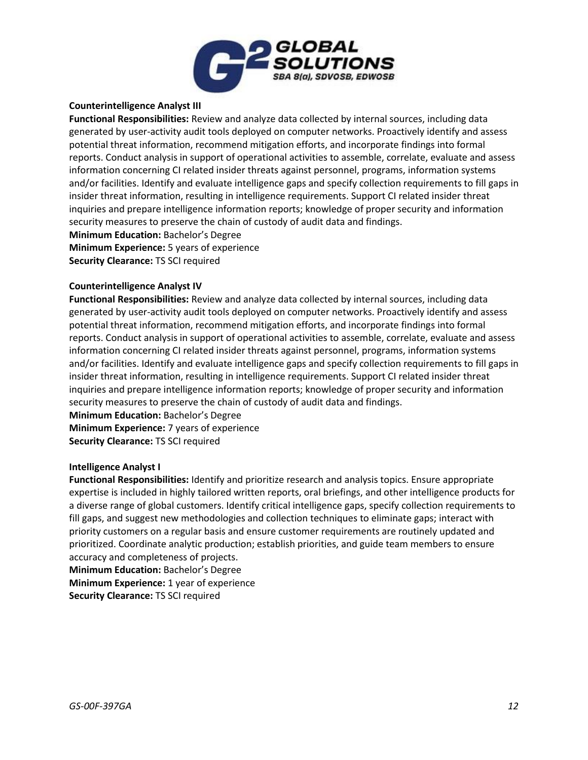**Counterintelligence Analyst III**

**Functional Responsibilities:** Review and analyze data collected by internal sources, including data generated by user-activity audit tools deployed on computer networks. Proactively identify and assess potential threat information, recommend mitigation efforts, and incorporate findings into formal reports. Conduct analysis in support of operational activities to assemble, correlate, evaluate and assess information concerning CI related insider threats against personnel, programs, information systems and/or facilities. Identify and evaluate intelligence gaps and specify collection requirements to fill gaps in insider threat information, resulting in intelligence requirements. Support CI related insider threat inquiries and prepare intelligence information reports; knowledge of proper security and information security measures to preserve the chain of custody of audit data and findings.

**Minimum Education:** Bachelor's Degree

**Minimum Experience:** 5 years of experience

**Security Clearance:** TS SCI required

**Counterintelligence Analyst IV**

**Functional Responsibilities:** Review and analyze data collected by internal sources, including data generated by user-activity audit tools deployed on computer networks. Proactively identify and assess potential threat information, recommend mitigation efforts, and incorporate findings into formal reports. Conduct analysis in support of operational activities to assemble, correlate, evaluate and assess information concerning CI related insider threats against personnel, programs, information systems and/or facilities. Identify and evaluate intelligence gaps and specify collection requirements to fill gaps in insider threat information, resulting in intelligence requirements. Support CI related insider threat inquiries and prepare intelligence information reports; knowledge of proper security and information security measures to preserve the chain of custody of audit data and findings.

**Minimum Education:** Bachelor's Degree

**Minimum Experience:** 7 years of experience

**Security Clearance:** TS SCI required

**Intelligence Analyst I**

**Functional Responsibilities:** Identify and prioritize research and analysis topics. Ensure appropriate expertise is included in highly tailored written reports, oral briefings, and other intelligence products for a diverse range of global customers. Identify critical intelligence gaps, specify collection requirements to fill gaps, and suggest new methodologies and collection techniques to eliminate gaps; interact with priority customers on a regular basis and ensure customer requirements are routinely updated and prioritized. Coordinate analytic production; establish priorities, and guide team members to ensure accuracy and completeness of projects.

**Minimum Education:** Bachelor's Degree

**Minimum Experience:** 1 year of experience

**Security Clearance:** TS SCI required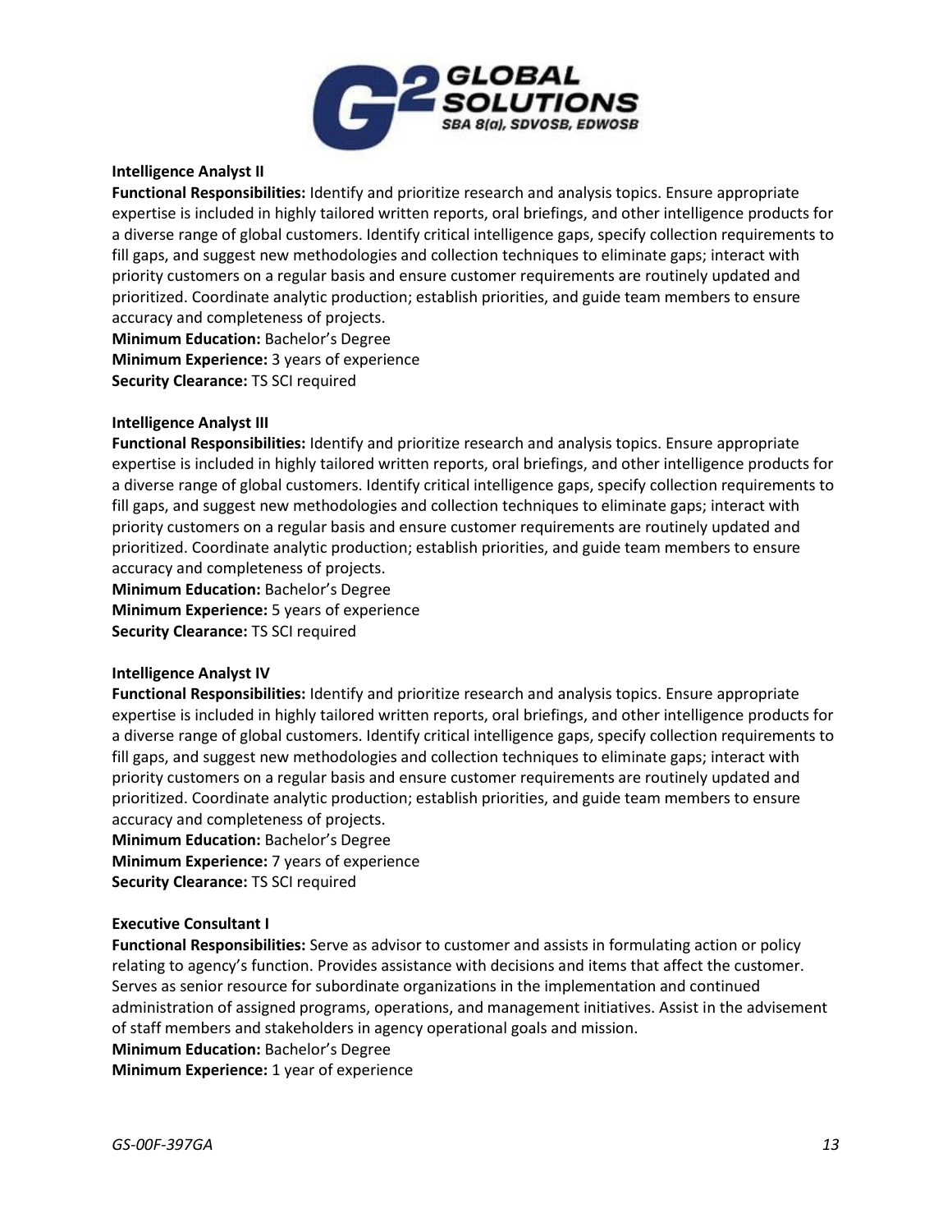**Intelligence Analyst II**

**Functional Responsibilities:** Identify and prioritize research and analysis topics. Ensure appropriate expertise is included in highly tailored written reports, oral briefings, and other intelligence products for a diverse range of global customers. Identify critical intelligence gaps, specify collection requirements to fill gaps, and suggest new methodologies and collection techniques to eliminate gaps; interact with priority customers on a regular basis and ensure customer requirements are routinely updated and prioritized. Coordinate analytic production; establish priorities, and guide team members to ensure accuracy and completeness of projects.

**Minimum Education:** Bachelor's Degree

**Minimum Experience:** 3 years of experience

**Security Clearance:** TS SCI required

**Intelligence Analyst III**

**Functional Responsibilities:** Identify and prioritize research and analysis topics. Ensure appropriate expertise is included in highly tailored written reports, oral briefings, and other intelligence products for a diverse range of global customers. Identify critical intelligence gaps, specify collection requirements to fill gaps, and suggest new methodologies and collection techniques to eliminate gaps; interact with priority customers on a regular basis and ensure customer requirements are routinely updated and prioritized. Coordinate analytic production; establish priorities, and guide team members to ensure accuracy and completeness of projects.

**Minimum Education:** Bachelor's Degree

**Minimum Experience:** 5 years of experience

**Security Clearance:** TS SCI required

**Intelligence Analyst IV**

**Functional Responsibilities:** Identify and prioritize research and analysis topics. Ensure appropriate expertise is included in highly tailored written reports, oral briefings, and other intelligence products for a diverse range of global customers. Identify critical intelligence gaps, specify collection requirements to fill gaps, and suggest new methodologies and collection techniques to eliminate gaps; interact with priority customers on a regular basis and ensure customer requirements are routinely updated and prioritized. Coordinate analytic production; establish priorities, and guide team members to ensure accuracy and completeness of projects.

**Minimum Education:** Bachelor's Degree

**Minimum Experience:** 7 years of experience

**Security Clearance:** TS SCI required

**Executive Consultant I**

**Functional Responsibilities:** Serve as advisor to customer and assists in formulating action or policy relating to agency's function. Provides assistance with decisions and items that affect the customer. Serves as senior resource for subordinate organizations in the implementation and continued administration of assigned programs, operations, and management initiatives. Assist in the advisement of staff members and stakeholders in agency operational goals and mission.

**Minimum Education:** Bachelor's Degree

**Minimum Experience:** 1 year of experience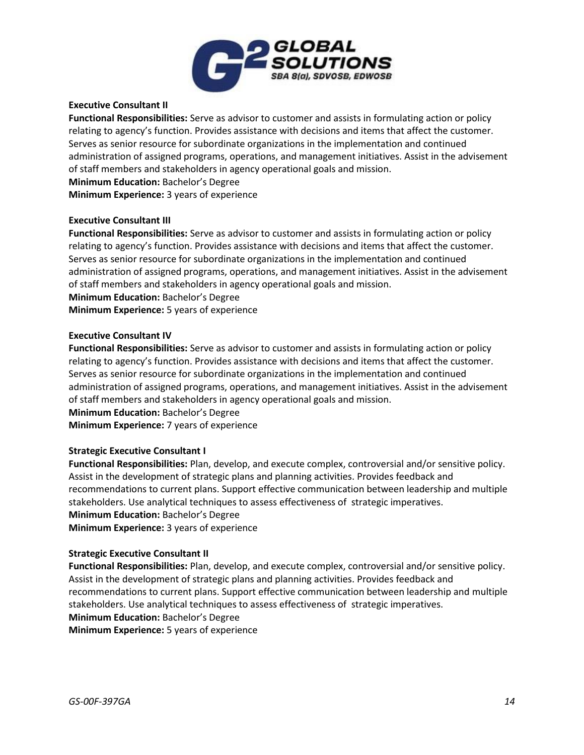**Executive Consultant II**

**Functional Responsibilities:** Serve as advisor to customer and assists in formulating action or policy relating to agency's function. Provides assistance with decisions and items that affect the customer. Serves as senior resource for subordinate organizations in the implementation and continued administration of assigned programs, operations, and management initiatives. Assist in the advisement of staff members and stakeholders in agency operational goals and mission.

**Minimum Education:** Bachelor's Degree

**Minimum Experience:** 3 years of experience

**Executive Consultant III**

**Functional Responsibilities:** Serve as advisor to customer and assists in formulating action or policy relating to agency's function. Provides assistance with decisions and items that affect the customer. Serves as senior resource for subordinate organizations in the implementation and continued administration of assigned programs, operations, and management initiatives. Assist in the advisement of staff members and stakeholders in agency operational goals and mission.

**Minimum Education:** Bachelor's Degree

**Minimum Experience:** 5 years of experience

**Executive Consultant IV**

**Functional Responsibilities:** Serve as advisor to customer and assists in formulating action or policy relating to agency's function. Provides assistance with decisions and items that affect the customer. Serves as senior resource for subordinate organizations in the implementation and continued administration of assigned programs, operations, and management initiatives. Assist in the advisement of staff members and stakeholders in agency operational goals and mission.

**Minimum Education:** Bachelor's Degree

**Minimum Experience:** 7 years of experience

**Strategic Executive Consultant I**

**Functional Responsibilities:** Plan, develop, and execute complex, controversial and/or sensitive policy. Assist in the development of strategic plans and planning activities. Provides feedback and recommendations to current plans. Support effective communication between leadership and multiple stakeholders. Use analytical techniques to assess effectiveness of strategic imperatives.

**Minimum Education:** Bachelor's Degree

**Minimum Experience:** 3 years of experience

**Strategic Executive Consultant II**

**Functional Responsibilities:** Plan, develop, and execute complex, controversial and/or sensitive policy. Assist in the development of strategic plans and planning activities. Provides feedback and recommendations to current plans. Support effective communication between leadership and multiple stakeholders. Use analytical techniques to assess effectiveness of strategic imperatives.

**Minimum Education:** Bachelor's Degree

**Minimum Experience:** 5 years of experience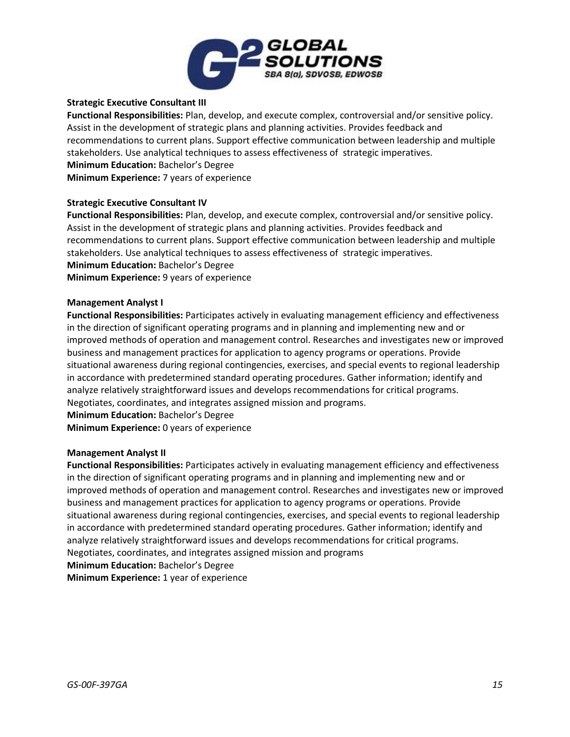**Strategic Executive Consultant III**

**Functional Responsibilities:** Plan, develop, and execute complex, controversial and/or sensitive policy. Assist in the development of strategic plans and planning activities. Provides feedback and recommendations to current plans. Support effective communication between leadership and multiple stakeholders. Use analytical techniques to assess effectiveness of strategic imperatives.

**Minimum Education:** Bachelor's Degree

**Minimum Experience:** 7 years of experience

**Strategic Executive Consultant IV**

**Functional Responsibilities:** Plan, develop, and execute complex, controversial and/or sensitive policy. Assist in the development of strategic plans and planning activities. Provides feedback and recommendations to current plans. Support effective communication between leadership and multiple stakeholders. Use analytical techniques to assess effectiveness of strategic imperatives.

**Minimum Education:** Bachelor's Degree

**Minimum Experience:** 9 years of experience

**Management Analyst I**

**Functional Responsibilities:** Participates actively in evaluating management efficiency and effectiveness in the direction of significant operating programs and in planning and implementing new and or improved methods of operation and management control. Researches and investigates new or improved business and management practices for application to agency programs or operations. Provide situational awareness during regional contingencies, exercises, and special events to regional leadership in accordance with predetermined standard operating procedures. Gather information; identify and analyze relatively straightforward issues and develops recommendations for critical programs. Negotiates, coordinates, and integrates assigned mission and programs.

**Minimum Education:** Bachelor's Degree

**Minimum Experience:** 0 years of experience

**Management Analyst II**

**Functional Responsibilities:** Participates actively in evaluating management efficiency and effectiveness in the direction of significant operating programs and in planning and implementing new and or improved methods of operation and management control. Researches and investigates new or improved business and management practices for application to agency programs or operations. Provide situational awareness during regional contingencies, exercises, and special events to regional leadership in accordance with predetermined standard operating procedures. Gather information; identify and analyze relatively straightforward issues and develops recommendations for critical programs. Negotiates, coordinates, and integrates assigned mission and programs

**Minimum Education:** Bachelor's Degree

**Minimum Experience:** 1 year of experience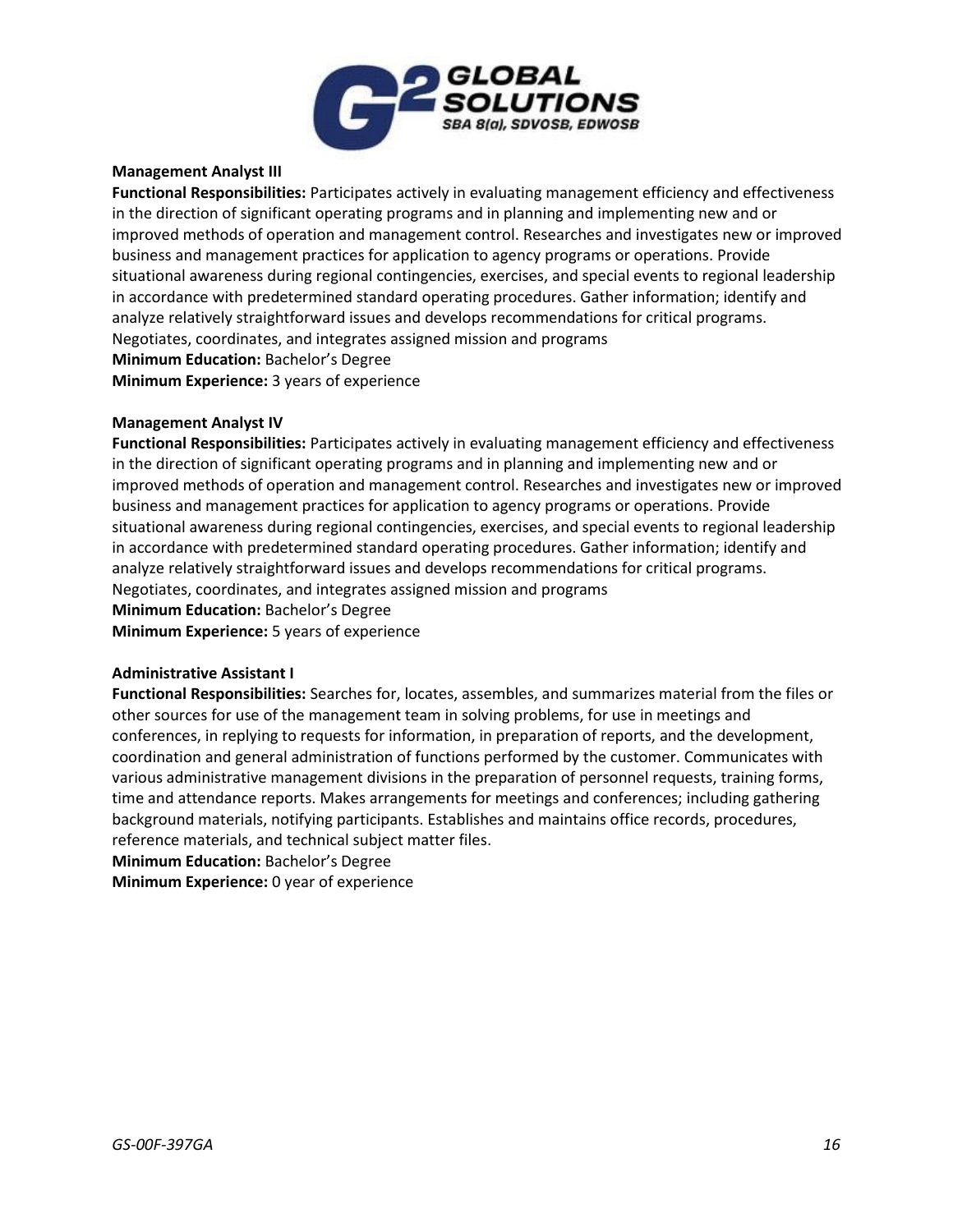**Management Analyst III**

**Functional Responsibilities:** Participates actively in evaluating management efficiency and effectiveness in the direction of significant operating programs and in planning and implementing new and or improved methods of operation and management control. Researches and investigates new or improved business and management practices for application to agency programs or operations. Provide situational awareness during regional contingencies, exercises, and special events to regional leadership in accordance with predetermined standard operating procedures. Gather information; identify and analyze relatively straightforward issues and develops recommendations for critical programs. Negotiates, coordinates, and integrates assigned mission and programs

**Minimum Education:** Bachelor's Degree

**Minimum Experience:** 3 years of experience

**Management Analyst IV**

**Functional Responsibilities:** Participates actively in evaluating management efficiency and effectiveness in the direction of significant operating programs and in planning and implementing new and or improved methods of operation and management control. Researches and investigates new or improved business and management practices for application to agency programs or operations. Provide situational awareness during regional contingencies, exercises, and special events to regional leadership in accordance with predetermined standard operating procedures. Gather information; identify and analyze relatively straightforward issues and develops recommendations for critical programs. Negotiates, coordinates, and integrates assigned mission and programs

**Minimum Education:** Bachelor's Degree

**Minimum Experience:** 5 years of experience

**Administrative Assistant I**

**Functional Responsibilities:** Searches for, locates, assembles, and summarizes material from the files or other sources for use of the management team in solving problems, for use in meetings and conferences, in replying to requests for information, in preparation of reports, and the development, coordination and general administration of functions performed by the customer. Communicates with various administrative management divisions in the preparation of personnel requests, training forms, time and attendance reports. Makes arrangements for meetings and conferences; including gathering background materials, notifying participants. Establishes and maintains office records, procedures, reference materials, and technical subject matter files.

**Minimum Education:** Bachelor's Degree

**Minimum Experience:** 0 year of experience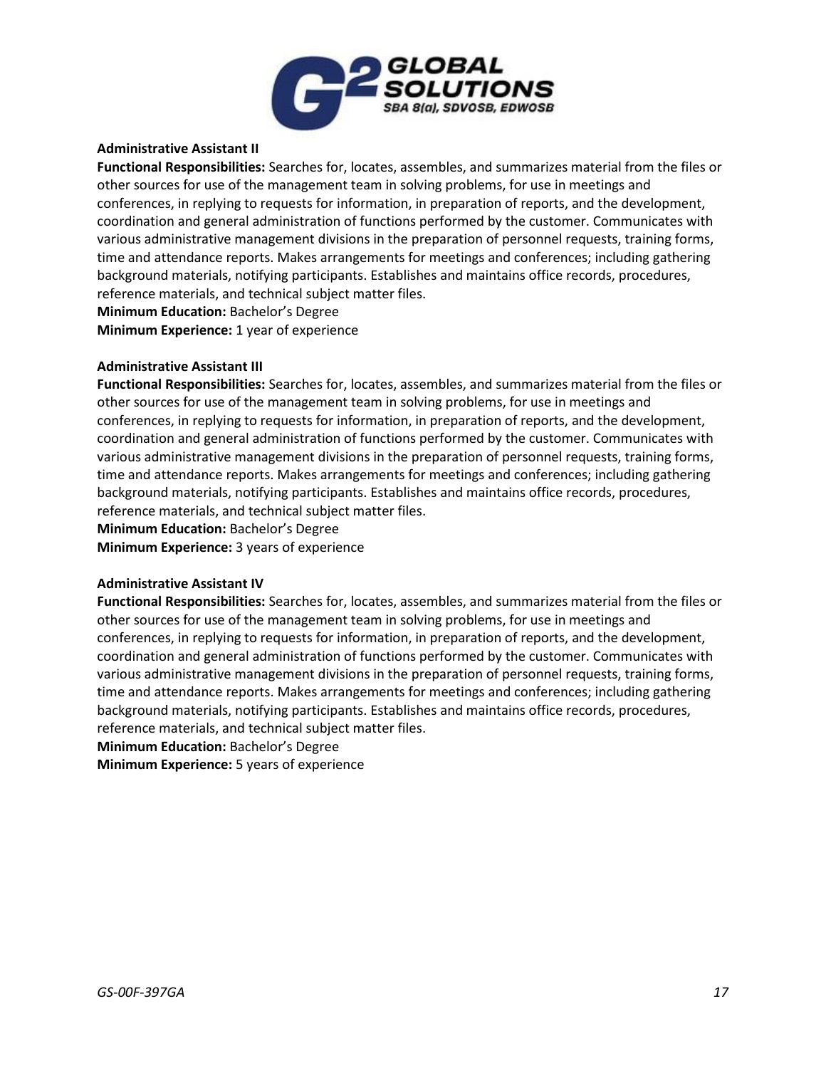**Administrative Assistant II**

**Functional Responsibilities:** Searches for, locates, assembles, and summarizes material from the files or other sources for use of the management team in solving problems, for use in meetings and conferences, in replying to requests for information, in preparation of reports, and the development, coordination and general administration of functions performed by the customer. Communicates with various administrative management divisions in the preparation of personnel requests, training forms, time and attendance reports. Makes arrangements for meetings and conferences; including gathering background materials, notifying participants. Establishes and maintains office records, procedures, reference materials, and technical subject matter files.

**Minimum Education:** Bachelor's Degree

**Minimum Experience:** 1 year of experience

**Administrative Assistant III**

**Functional Responsibilities:** Searches for, locates, assembles, and summarizes material from the files or other sources for use of the management team in solving problems, for use in meetings and conferences, in replying to requests for information, in preparation of reports, and the development, coordination and general administration of functions performed by the customer. Communicates with various administrative management divisions in the preparation of personnel requests, training forms, time and attendance reports. Makes arrangements for meetings and conferences; including gathering background materials, notifying participants. Establishes and maintains office records, procedures, reference materials, and technical subject matter files.

**Minimum Education:** Bachelor's Degree

**Minimum Experience:** 3 years of experience

**Administrative Assistant IV**

**Functional Responsibilities:** Searches for, locates, assembles, and summarizes material from the files or other sources for use of the management team in solving problems, for use in meetings and conferences, in replying to requests for information, in preparation of reports, and the development, coordination and general administration of functions performed by the customer. Communicates with various administrative management divisions in the preparation of personnel requests, training forms, time and attendance reports. Makes arrangements for meetings and conferences; including gathering background materials, notifying participants. Establishes and maintains office records, procedures, reference materials, and technical subject matter files.

**Minimum Education:** Bachelor's Degree

**Minimum Experience:** 5 years of experience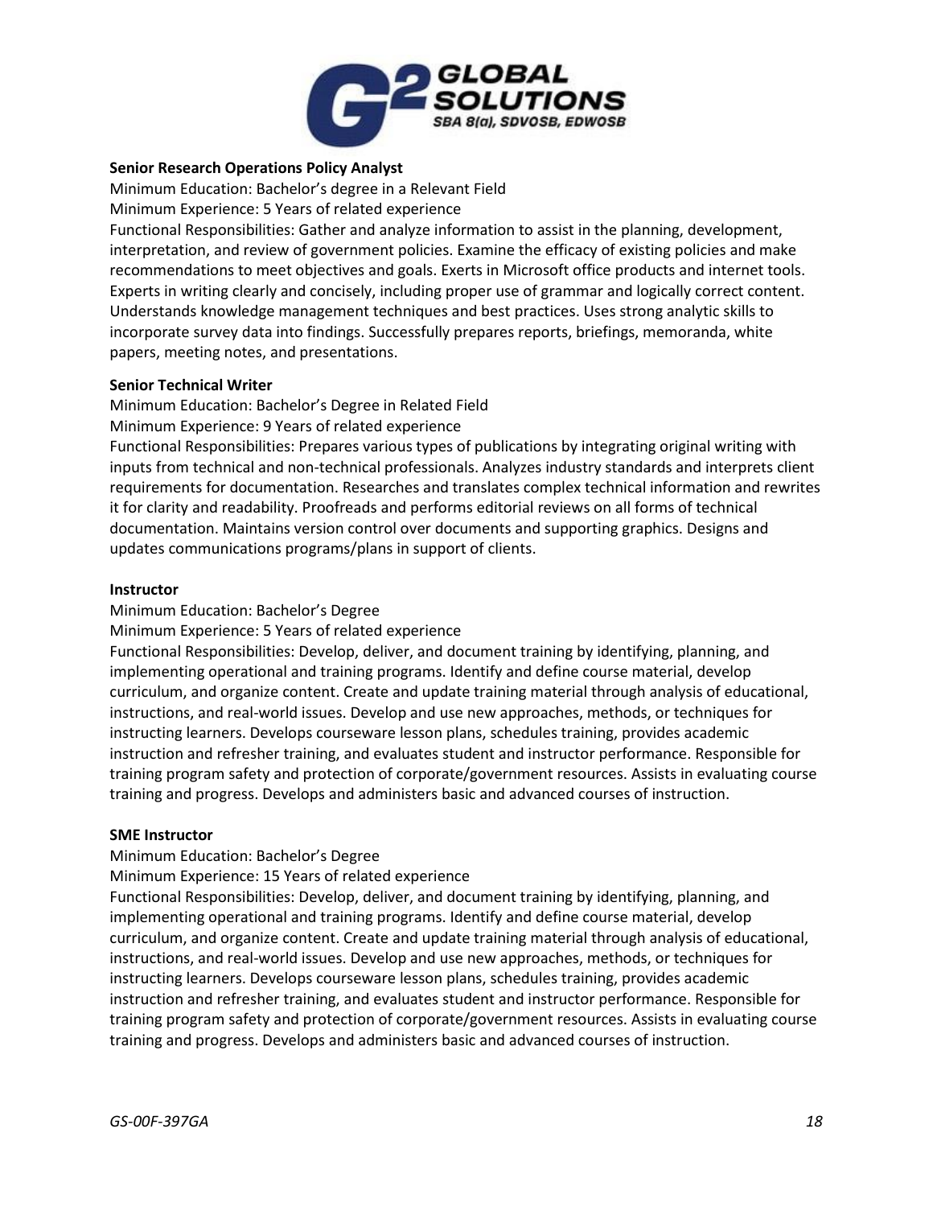**Senior Research Operations Policy Analyst**

Minimum Education: Bachelor's degree in a Relevant Field

Minimum Experience: 5 Years of related experience

Functional Responsibilities: Gather and analyze information to assist in the planning, development, interpretation, and review of government policies. Examine the efficacy of existing policies and make recommendations to meet objectives and goals. Exerts in Microsoft office products and internet tools. Experts in writing clearly and concisely, including proper use of grammar and logically correct content. Understands knowledge management techniques and best practices. Uses strong analytic skills to incorporate survey data into findings. Successfully prepares reports, briefings, memoranda, white papers, meeting notes, and presentations.

**Senior Technical Writer**

Minimum Education: Bachelor's Degree in Related Field

Minimum Experience: 9 Years of related experience

Functional Responsibilities: Prepares various types of publications by integrating original writing with inputs from technical and non-technical professionals. Analyzes industry standards and interprets client requirements for documentation. Researches and translates complex technical information and rewrites it for clarity and readability. Proofreads and performs editorial reviews on all forms of technical documentation. Maintains version control over documents and supporting graphics. Designs and updates communications programs/plans in support of clients.

**Instructor**

Minimum Education: Bachelor's Degree

Minimum Experience: 5 Years of related experience

Functional Responsibilities: Develop, deliver, and document training by identifying, planning, and implementing operational and training programs. Identify and define course material, develop curriculum, and organize content. Create and update training material through analysis of educational, instructions, and real-world issues. Develop and use new approaches, methods, or techniques for instructing learners. Develops courseware lesson plans, schedules training, provides academic instruction and refresher training, and evaluates student and instructor performance. Responsible for training program safety and protection of corporate/government resources. Assists in evaluating course training and progress. Develops and administers basic and advanced courses of instruction.

**SME Instructor**

Minimum Education: Bachelor's Degree

Minimum Experience: 15 Years of related experience

Functional Responsibilities: Develop, deliver, and document training by identifying, planning, and implementing operational and training programs. Identify and define course material, develop curriculum, and organize content. Create and update training material through analysis of educational, instructions, and real-world issues. Develop and use new approaches, methods, or techniques for instructing learners. Develops courseware lesson plans, schedules training, provides academic instruction and refresher training, and evaluates student and instructor performance. Responsible for training program safety and protection of corporate/government resources. Assists in evaluating course training and progress. Develops and administers basic and advanced courses of instruction.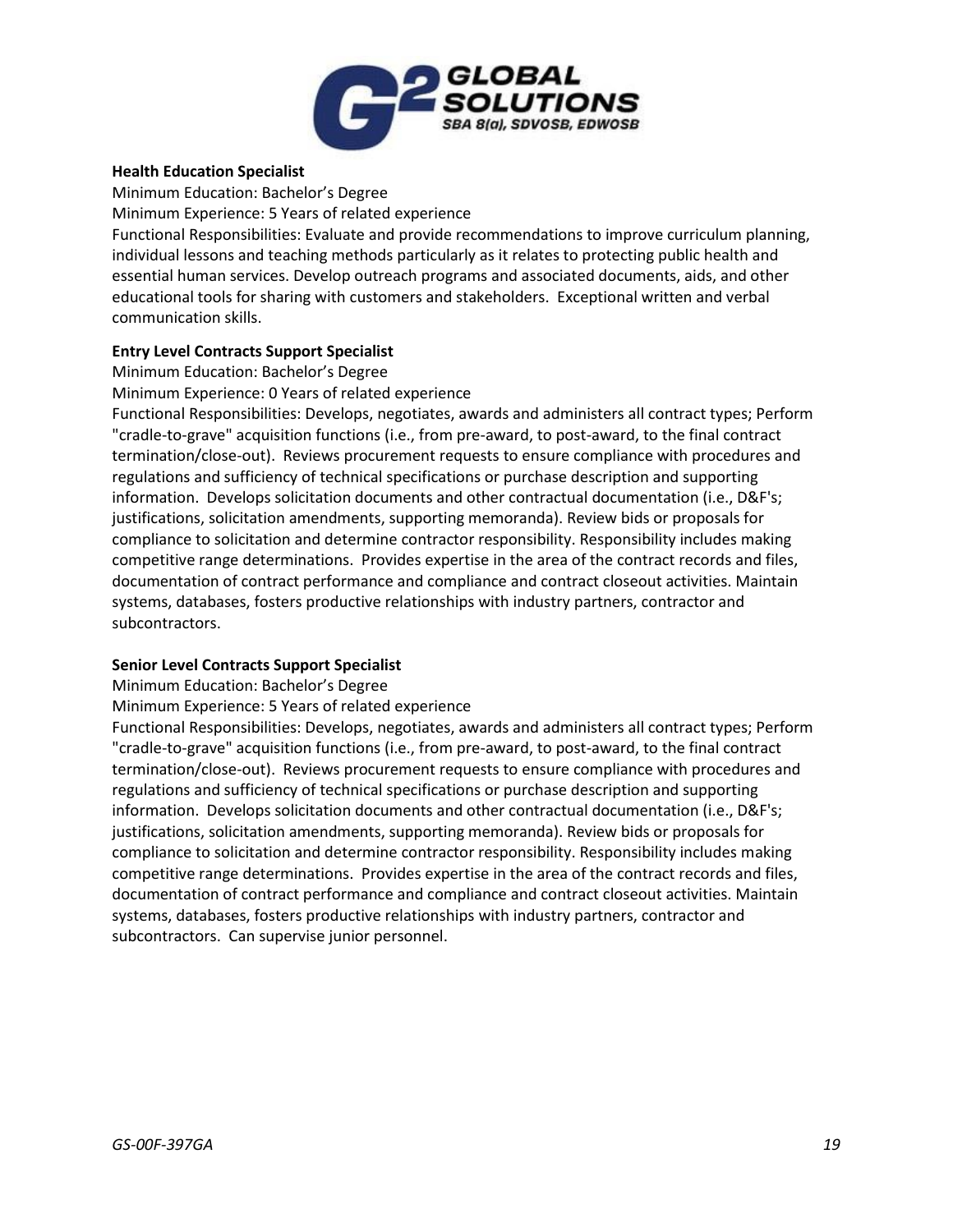**Health Education Specialist**

Minimum Education: Bachelor's Degree

Minimum Experience: 5 Years of related experience

Functional Responsibilities: Evaluate and provide recommendations to improve curriculum planning, individual lessons and teaching methods particularly as it relates to protecting public health and essential human services. Develop outreach programs and associated documents, aids, and other educational tools for sharing with customers and stakeholders. Exceptional written and verbal communication skills.

**Entry Level Contracts Support Specialist**

Minimum Education: Bachelor's Degree

Minimum Experience: 0 Years of related experience

Functional Responsibilities: Develops, negotiates, awards and administers all contract types; Perform "cradle-to-grave" acquisition functions (i.e., from pre-award, to post-award, to the final contract termination/close-out). Reviews procurement requests to ensure compliance with procedures and regulations and sufficiency of technical specifications or purchase description and supporting information. Develops solicitation documents and other contractual documentation (i.e., D&F's; justifications, solicitation amendments, supporting memoranda). Review bids or proposals for compliance to solicitation and determine contractor responsibility. Responsibility includes making competitive range determinations. Provides expertise in the area of the contract records and files, documentation of contract performance and compliance and contract closeout activities. Maintain systems, databases, fosters productive relationships with industry partners, contractor and subcontractors.

**Senior Level Contracts Support Specialist**

Minimum Education: Bachelor's Degree

Minimum Experience: 5 Years of related experience

Functional Responsibilities: Develops, negotiates, awards and administers all contract types; Perform "cradle-to-grave" acquisition functions (i.e., from pre-award, to post-award, to the final contract termination/close-out). Reviews procurement requests to ensure compliance with procedures and regulations and sufficiency of technical specifications or purchase description and supporting information. Develops solicitation documents and other contractual documentation (i.e., D&F's; justifications, solicitation amendments, supporting memoranda). Review bids or proposals for compliance to solicitation and determine contractor responsibility. Responsibility includes making competitive range determinations. Provides expertise in the area of the contract records and files, documentation of contract performance and compliance and contract closeout activities. Maintain systems, databases, fosters productive relationships with industry partners, contractor and subcontractors. Can supervise junior personnel.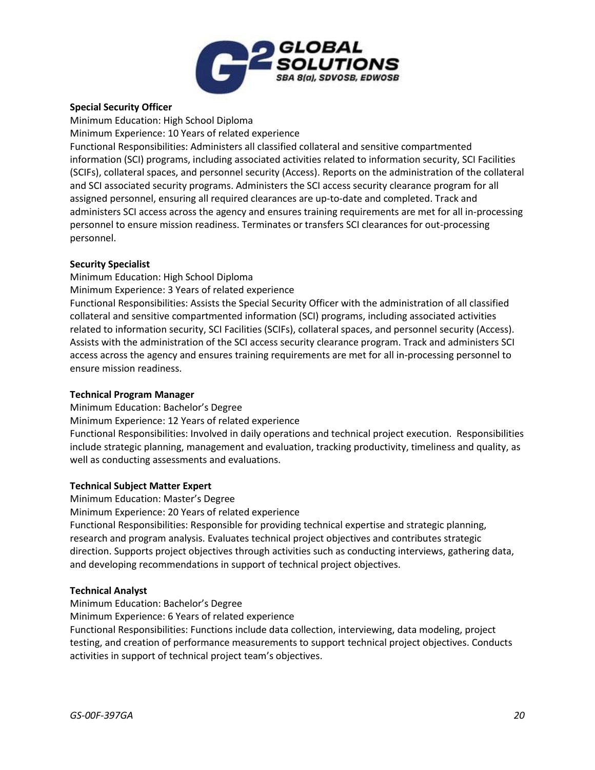**Special Security Officer**

Minimum Education: High School Diploma

Minimum Experience: 10 Years of related experience

Functional Responsibilities: Administers all classified collateral and sensitive compartmented information (SCI) programs, including associated activities related to information security, SCI Facilities (SCIFs), collateral spaces, and personnel security (Access). Reports on the administration of the collateral and SCI associated security programs. Administers the SCI access security clearance program for all assigned personnel, ensuring all required clearances are up-to-date and completed. Track and administers SCI access across the agency and ensures training requirements are met for all in-processing personnel to ensure mission readiness. Terminates or transfers SCI clearances for out-processing personnel.

**Security Specialist**

Minimum Education: High School Diploma

Minimum Experience: 3 Years of related experience

Functional Responsibilities: Assists the Special Security Officer with the administration of all classified collateral and sensitive compartmented information (SCI) programs, including associated activities related to information security, SCI Facilities (SCIFs), collateral spaces, and personnel security (Access). Assists with the administration of the SCI access security clearance program. Track and administers SCI access across the agency and ensures training requirements are met for all in-processing personnel to ensure mission readiness.

**Technical Program Manager**

Minimum Education: Bachelor's Degree

Minimum Experience: 12 Years of related experience

Functional Responsibilities: Involved in daily operations and technical project execution. Responsibilities include strategic planning, management and evaluation, tracking productivity, timeliness and quality, as well as conducting assessments and evaluations.

**Technical Subject Matter Expert**

Minimum Education: Master's Degree

Minimum Experience: 20 Years of related experience

Functional Responsibilities: Responsible for providing technical expertise and strategic planning, research and program analysis. Evaluates technical project objectives and contributes strategic direction. Supports project objectives through activities such as conducting interviews, gathering data, and developing recommendations in support of technical project objectives.

**Technical Analyst**

Minimum Education: Bachelor's Degree

Minimum Experience: 6 Years of related experience

Functional Responsibilities: Functions include data collection, interviewing, data modeling, project testing, and creation of performance measurements to support technical project objectives. Conducts activities in support of technical project team's objectives.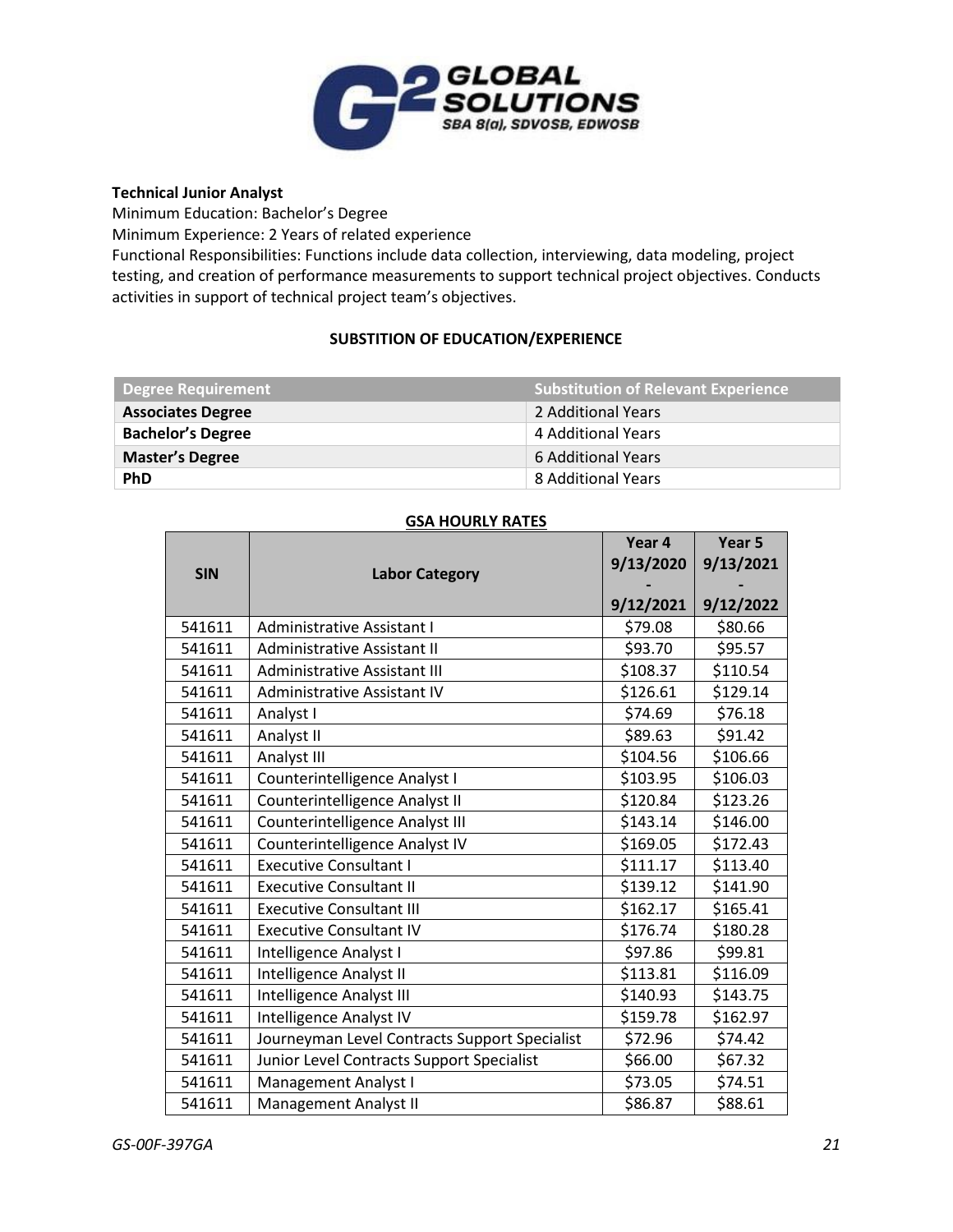**Technical Junior Analyst**

Minimum Education: Bachelor's Degree

Minimum Experience: 2 Years of related experience

Functional Responsibilities: Functions include data collection, interviewing, data modeling, project testing, and creation of performance measurements to support technical project objectives. Conducts activities in support of technical project team's objectives.

**SUBSTITION OF EDUCATION/EXPERIENCE**

| Degree Requirement | Substitution of Relevant Experience |
|---|---|
| **Associates Degree** | 2 Additional Years |
| **Bachelor's Degree** | 4 Additional Years |
| **Master's Degree** | 6 Additional Years |
| **PhD** | 8 Additional Years |

**GSA HOURLY RATES**

| SIN | Labor Category | Year 4 9/13/2020 - 9/12/2021 | Year 5 9/13/2021 - 9/12/2022 |
|---|---|---|---|
| 541611 | Administrative Assistant I | $79.08 | $80.66 |
| 541611 | Administrative Assistant II | $93.70 | $95.57 |
| 541611 | Administrative Assistant III | $108.37 | $110.54 |
| 541611 | Administrative Assistant IV | $126.61 | $129.14 |
| 541611 | Analyst I | $74.69 | $76.18 |
| 541611 | Analyst II | $89.63 | $91.42 |
| 541611 | Analyst III | $104.56 | $106.66 |
| 541611 | Counterintelligence Analyst I | $103.95 | $106.03 |
| 541611 | Counterintelligence Analyst II | $120.84 | $123.26 |
| 541611 | Counterintelligence Analyst III | $143.14 | $146.00 |
| 541611 | Counterintelligence Analyst IV | $169.05 | $172.43 |
| 541611 | Executive Consultant I | $111.17 | $113.40 |
| 541611 | Executive Consultant II | $139.12 | $141.90 |
| 541611 | Executive Consultant III | $162.17 | $165.41 |
| 541611 | Executive Consultant IV | $176.74 | $180.28 |
| 541611 | Intelligence Analyst I | $97.86 | $99.81 |
| 541611 | Intelligence Analyst II | $113.81 | $116.09 |
| 541611 | Intelligence Analyst III | $140.93 | $143.75 |
| 541611 | Intelligence Analyst IV | $159.78 | $162.97 |
| 541611 | Journeyman Level Contracts Support Specialist | $72.96 | $74.42 |
| 541611 | Junior Level Contracts Support Specialist | $66.00 | $67.32 |
| 541611 | Management Analyst I | $73.05 | $74.51 |
| 541611 | Management Analyst II | $86.87 | $88.61 |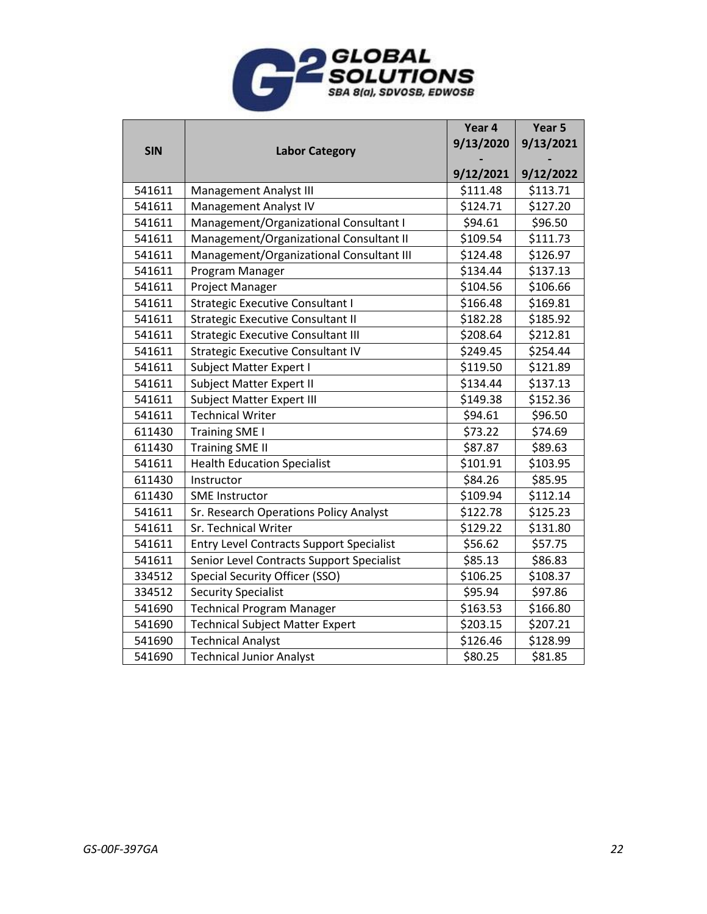| SIN | Labor Category | Year 4 9/13/2020 - 9/12/2021 | Year 5 9/13/2021 - 9/12/2022 |
|---|---|---|---|
| 541611 | Management Analyst III | $111.48 | $113.71 |
| 541611 | Management Analyst IV | $124.71 | $127.20 |
| 541611 | Management/Organizational Consultant I | $94.61 | $96.50 |
| 541611 | Management/Organizational Consultant II | $109.54 | $111.73 |
| 541611 | Management/Organizational Consultant III | $124.48 | $126.97 |
| 541611 | Program Manager | $134.44 | $137.13 |
| 541611 | Project Manager | $104.56 | $106.66 |
| 541611 | Strategic Executive Consultant I | $166.48 | $169.81 |
| 541611 | Strategic Executive Consultant II | $182.28 | $185.92 |
| 541611 | Strategic Executive Consultant III | $208.64 | $212.81 |
| 541611 | Strategic Executive Consultant IV | $249.45 | $254.44 |
| 541611 | Subject Matter Expert I | $119.50 | $121.89 |
| 541611 | Subject Matter Expert II | $134.44 | $137.13 |
| 541611 | Subject Matter Expert III | $149.38 | $152.36 |
| 541611 | Technical Writer | $94.61 | $96.50 |
| 611430 | Training SME I | $73.22 | $74.69 |
| 611430 | Training SME II | $87.87 | $89.63 |
| 541611 | Health Education Specialist | $101.91 | $103.95 |
| 611430 | Instructor | $84.26 | $85.95 |
| 611430 | SME Instructor | $109.94 | $112.14 |
| 541611 | Sr. Research Operations Policy Analyst | $122.78 | $125.23 |
| 541611 | Sr. Technical Writer | $129.22 | $131.80 |
| 541611 | Entry Level Contracts Support Specialist | $56.62 | $57.75 |
| 541611 | Senior Level Contracts Support Specialist | $85.13 | $86.83 |
| 334512 | Special Security Officer (SSO) | $106.25 | $108.37 |
| 334512 | Security Specialist | $95.94 | $97.86 |
| 541690 | Technical Program Manager | $163.53 | $166.80 |
| 541690 | Technical Subject Matter Expert | $203.15 | $207.21 |
| 541690 | Technical Analyst | $126.46 | $128.99 |
| 541690 | Technical Junior Analyst | $80.25 | $81.85 |